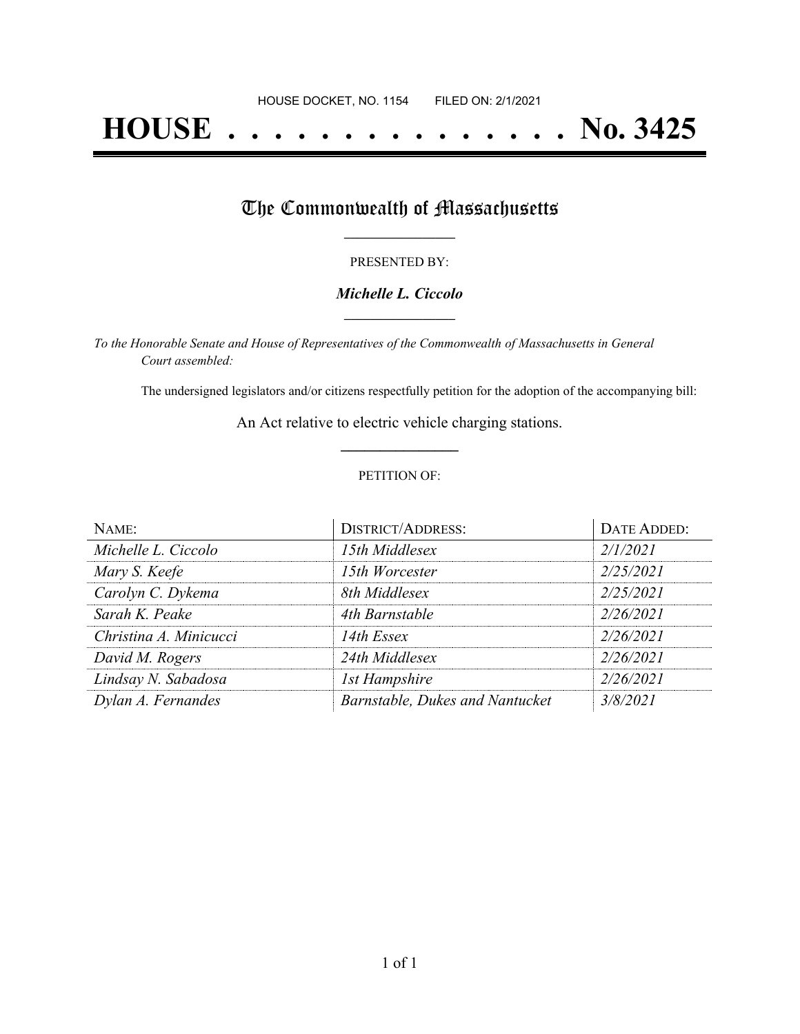HOUSE DOCKET, NO. 1154        FILED ON: 2/1/2021

# HOUSE . . . . . . . . . . . . . . . No. 3425

## The Commonwealth of Massachusetts

PRESENTED BY:

***Michelle L. Ciccolo***

*To the Honorable Senate and House of Representatives of the Commonwealth of Massachusetts in General Court assembled:*

The undersigned legislators and/or citizens respectfully petition for the adoption of the accompanying bill:

An Act relative to electric vehicle charging stations.

PETITION OF:

| NAME: | DISTRICT/ADDRESS: | DATE ADDED: |
|---|---|---|
| *Michelle L. Ciccolo* | *15th Middlesex* | *2/1/2021* |
| *Mary S. Keefe* | *15th Worcester* | *2/25/2021* |
| *Carolyn C. Dykema* | *8th Middlesex* | *2/25/2021* |
| *Sarah K. Peake* | *4th Barnstable* | *2/26/2021* |
| *Christina A. Minicucci* | *14th Essex* | *2/26/2021* |
| *David M. Rogers* | *24th Middlesex* | *2/26/2021* |
| *Lindsay N. Sabadosa* | *1st Hampshire* | *2/26/2021* |
| *Dylan A. Fernandes* | *Barnstable, Dukes and Nantucket* | *3/8/2021* |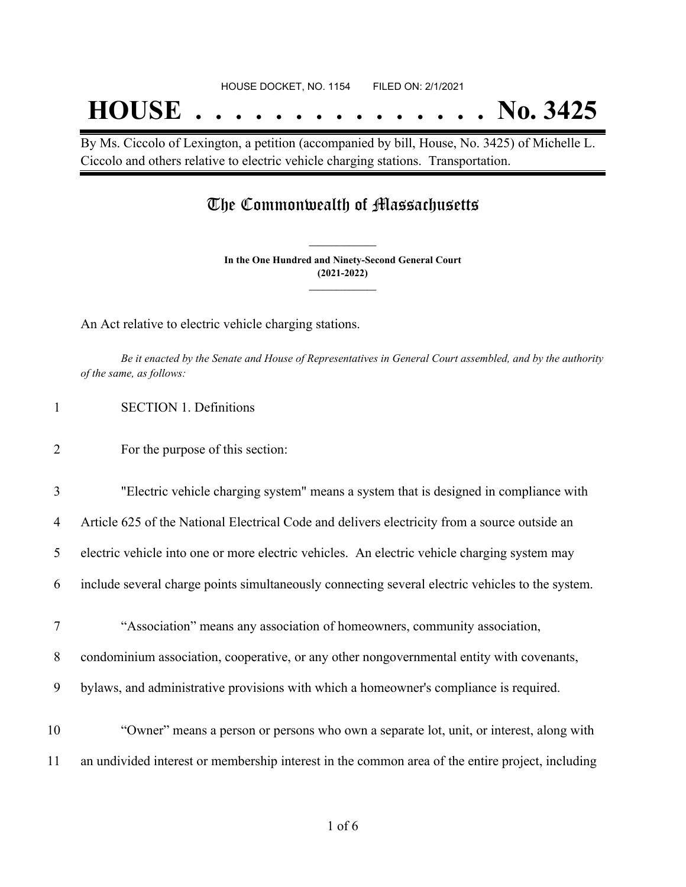HOUSE DOCKET, NO. 1154 FILED ON: 2/1/2021

# HOUSE . . . . . . . . . . . . . . . No. 3425

By Ms. Ciccolo of Lexington, a petition (accompanied by bill, House, No. 3425) of Michelle L. Ciccolo and others relative to electric vehicle charging stations. Transportation.

## The Commonwealth of Massachusetts

**In the One Hundred and Ninety-Second General Court**
**(2021-2022)**

An Act relative to electric vehicle charging stations.

*Be it enacted by the Senate and House of Representatives in General Court assembled, and by the authority of the same, as follows:*

1 SECTION 1. Definitions

2 For the purpose of this section:

3 "Electric vehicle charging system" means a system that is designed in compliance with
4 Article 625 of the National Electrical Code and delivers electricity from a source outside an
5 electric vehicle into one or more electric vehicles. An electric vehicle charging system may
6 include several charge points simultaneously connecting several electric vehicles to the system.

7 "Association" means any association of homeowners, community association,
8 condominium association, cooperative, or any other nongovernmental entity with covenants,
9 bylaws, and administrative provisions with which a homeowner's compliance is required.

10 "Owner" means a person or persons who own a separate lot, unit, or interest, along with
11 an undivided interest or membership interest in the common area of the entire project, including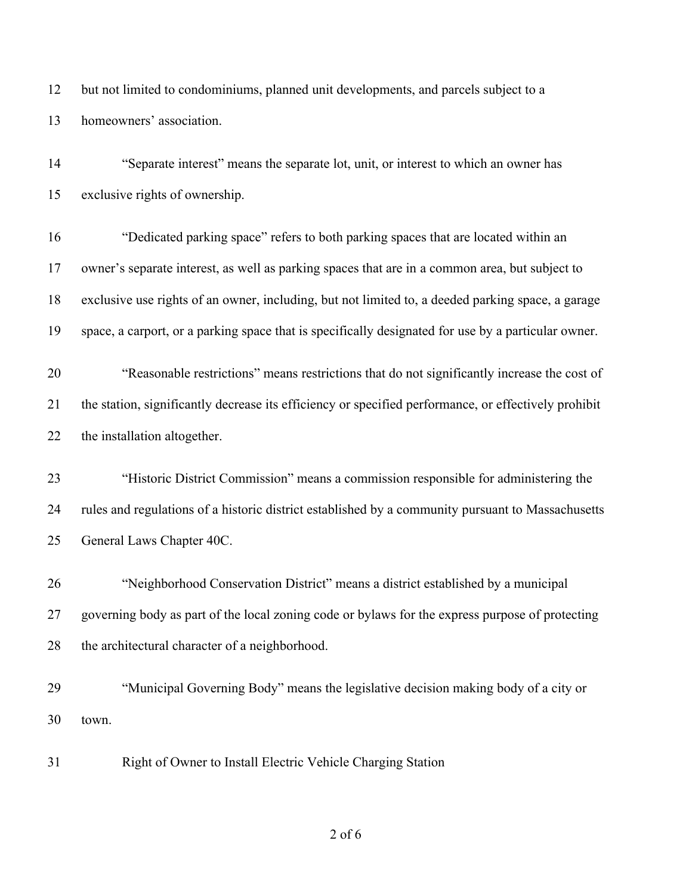but not limited to condominiums, planned unit developments, and parcels subject to a homeowners' association.

"Separate interest" means the separate lot, unit, or interest to which an owner has exclusive rights of ownership.

"Dedicated parking space" refers to both parking spaces that are located within an owner's separate interest, as well as parking spaces that are in a common area, but subject to exclusive use rights of an owner, including, but not limited to, a deeded parking space, a garage space, a carport, or a parking space that is specifically designated for use by a particular owner.

"Reasonable restrictions" means restrictions that do not significantly increase the cost of the station, significantly decrease its efficiency or specified performance, or effectively prohibit the installation altogether.

"Historic District Commission" means a commission responsible for administering the rules and regulations of a historic district established by a community pursuant to Massachusetts General Laws Chapter 40C.

"Neighborhood Conservation District" means a district established by a municipal governing body as part of the local zoning code or bylaws for the express purpose of protecting the architectural character of a neighborhood.

"Municipal Governing Body" means the legislative decision making body of a city or town.

Right of Owner to Install Electric Vehicle Charging Station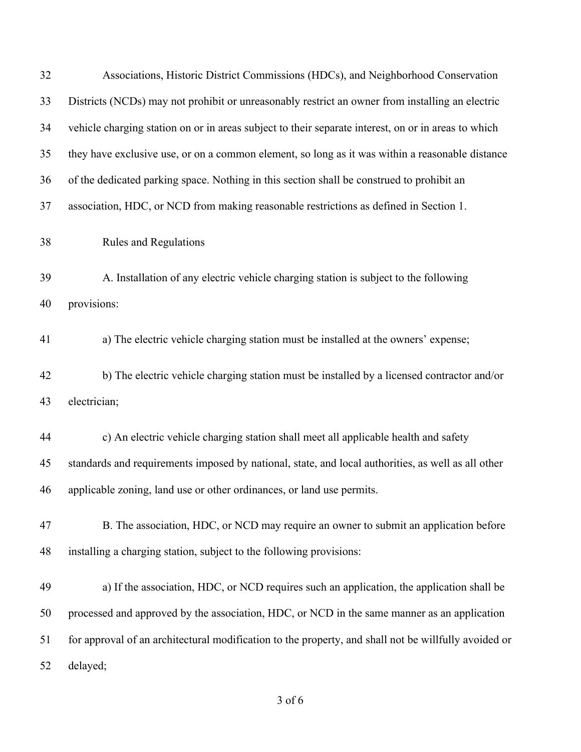Associations, Historic District Commissions (HDCs), and Neighborhood Conservation Districts (NCDs) may not prohibit or unreasonably restrict an owner from installing an electric vehicle charging station on or in areas subject to their separate interest, on or in areas to which they have exclusive use, or on a common element, so long as it was within a reasonable distance of the dedicated parking space. Nothing in this section shall be construed to prohibit an association, HDC, or NCD from making reasonable restrictions as defined in Section 1.

Rules and Regulations

A. Installation of any electric vehicle charging station is subject to the following provisions:

a) The electric vehicle charging station must be installed at the owners' expense;

b) The electric vehicle charging station must be installed by a licensed contractor and/or electrician;

c) An electric vehicle charging station shall meet all applicable health and safety standards and requirements imposed by national, state, and local authorities, as well as all other applicable zoning, land use or other ordinances, or land use permits.

B. The association, HDC, or NCD may require an owner to submit an application before installing a charging station, subject to the following provisions:

a) If the association, HDC, or NCD requires such an application, the application shall be processed and approved by the association, HDC, or NCD in the same manner as an application for approval of an architectural modification to the property, and shall not be willfully avoided or delayed;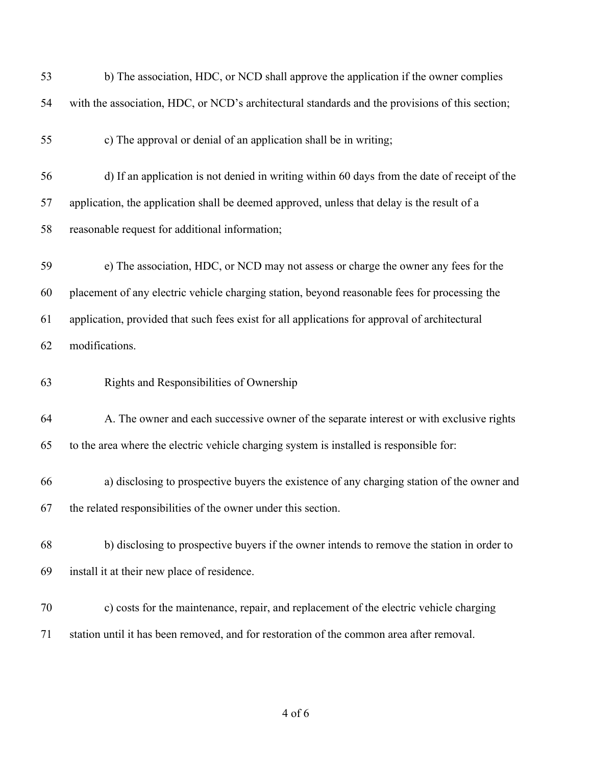b) The association, HDC, or NCD shall approve the application if the owner complies with the association, HDC, or NCD's architectural standards and the provisions of this section;

c) The approval or denial of an application shall be in writing;

d) If an application is not denied in writing within 60 days from the date of receipt of the application, the application shall be deemed approved, unless that delay is the result of a reasonable request for additional information;

e) The association, HDC, or NCD may not assess or charge the owner any fees for the placement of any electric vehicle charging station, beyond reasonable fees for processing the application, provided that such fees exist for all applications for approval of architectural modifications.

Rights and Responsibilities of Ownership

A. The owner and each successive owner of the separate interest or with exclusive rights to the area where the electric vehicle charging system is installed is responsible for:

a) disclosing to prospective buyers the existence of any charging station of the owner and the related responsibilities of the owner under this section.

b) disclosing to prospective buyers if the owner intends to remove the station in order to install it at their new place of residence.

c) costs for the maintenance, repair, and replacement of the electric vehicle charging station until it has been removed, and for restoration of the common area after removal.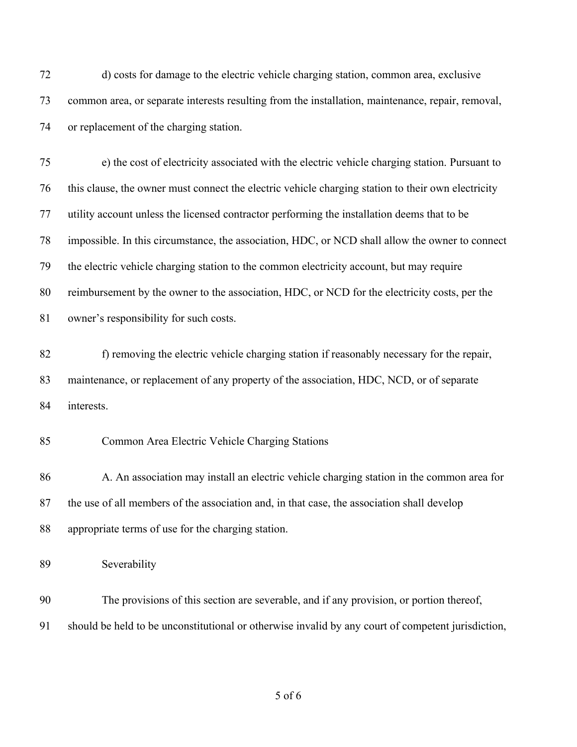d) costs for damage to the electric vehicle charging station, common area, exclusive common area, or separate interests resulting from the installation, maintenance, repair, removal, or replacement of the charging station.

e) the cost of electricity associated with the electric vehicle charging station. Pursuant to this clause, the owner must connect the electric vehicle charging station to their own electricity utility account unless the licensed contractor performing the installation deems that to be impossible. In this circumstance, the association, HDC, or NCD shall allow the owner to connect the electric vehicle charging station to the common electricity account, but may require reimbursement by the owner to the association, HDC, or NCD for the electricity costs, per the owner's responsibility for such costs.

f) removing the electric vehicle charging station if reasonably necessary for the repair, maintenance, or replacement of any property of the association, HDC, NCD, or of separate interests.

Common Area Electric Vehicle Charging Stations

A. An association may install an electric vehicle charging station in the common area for the use of all members of the association and, in that case, the association shall develop appropriate terms of use for the charging station.

Severability

The provisions of this section are severable, and if any provision, or portion thereof, should be held to be unconstitutional or otherwise invalid by any court of competent jurisdiction,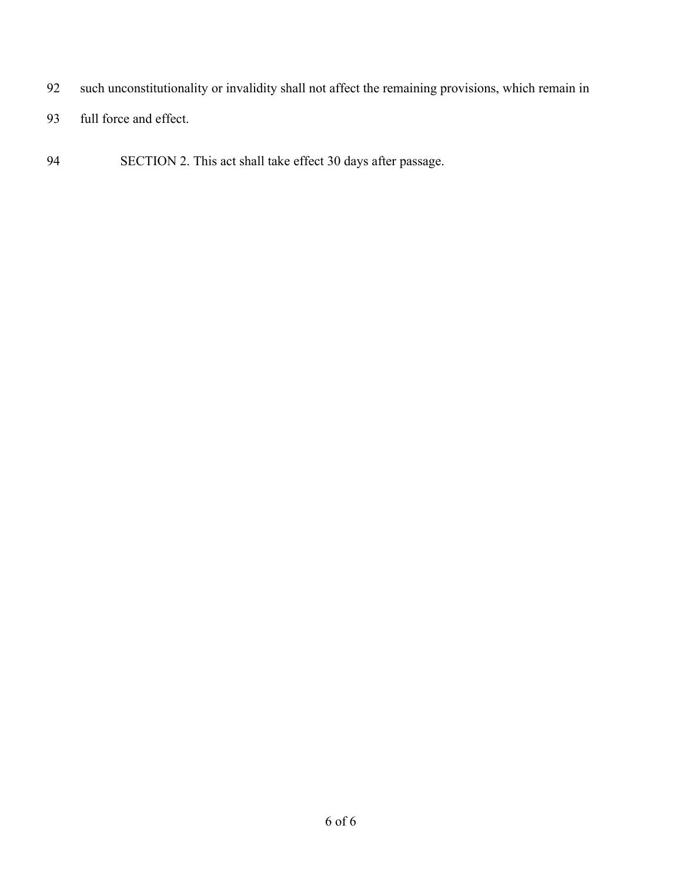such unconstitutionality or invalidity shall not affect the remaining provisions, which remain in full force and effect.

SECTION 2. This act shall take effect 30 days after passage.